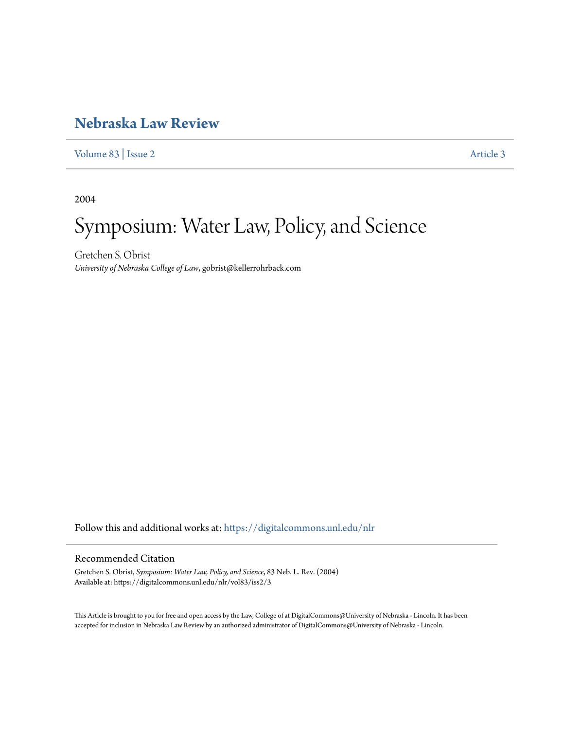# Nebraska Law Review

Volume 83 | Issue 2 Article 3

2004

# Symposium: Water Law, Policy, and Science

Gretchen S. Obrist
*University of Nebraska College of Law*, gobrist@kellerrohrback.com

Follow this and additional works at: https://digitalcommons.unl.edu/nlr

## Recommended Citation

Gretchen S. Obrist, *Symposium: Water Law, Policy, and Science*, 83 Neb. L. Rev. (2004)
Available at: https://digitalcommons.unl.edu/nlr/vol83/iss2/3

This Article is brought to you for free and open access by the Law, College of at DigitalCommons@University of Nebraska - Lincoln. It has been accepted for inclusion in Nebraska Law Review by an authorized administrator of DigitalCommons@University of Nebraska - Lincoln.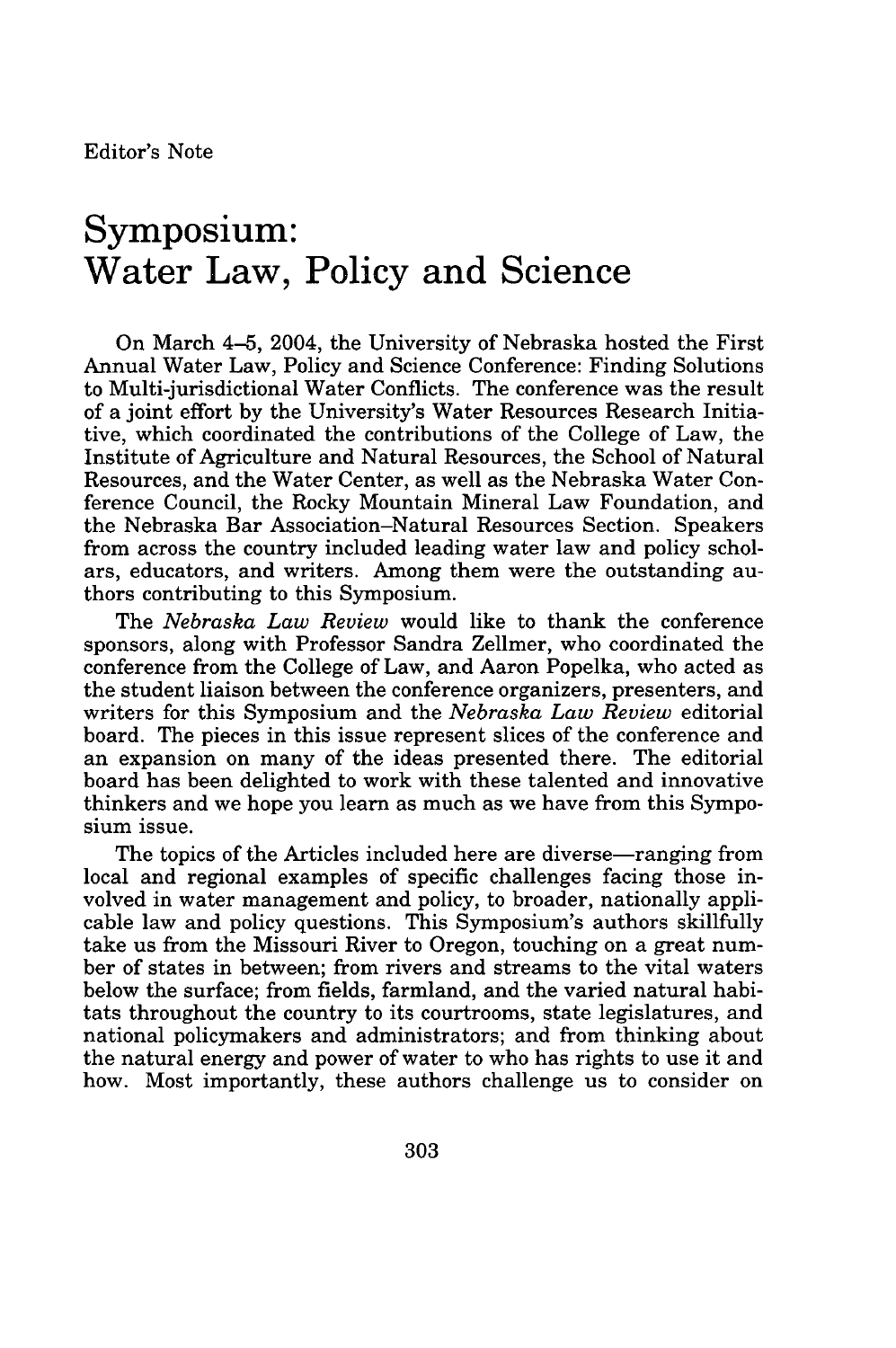Editor's Note

# Symposium: Water Law, Policy and Science

On March 4–5, 2004, the University of Nebraska hosted the First Annual Water Law, Policy and Science Conference: Finding Solutions to Multi-jurisdictional Water Conflicts. The conference was the result of a joint effort by the University's Water Resources Research Initiative, which coordinated the contributions of the College of Law, the Institute of Agriculture and Natural Resources, the School of Natural Resources, and the Water Center, as well as the Nebraska Water Conference Council, the Rocky Mountain Mineral Law Foundation, and the Nebraska Bar Association–Natural Resources Section. Speakers from across the country included leading water law and policy scholars, educators, and writers. Among them were the outstanding authors contributing to this Symposium.

The *Nebraska Law Review* would like to thank the conference sponsors, along with Professor Sandra Zellmer, who coordinated the conference from the College of Law, and Aaron Popelka, who acted as the student liaison between the conference organizers, presenters, and writers for this Symposium and the *Nebraska Law Review* editorial board. The pieces in this issue represent slices of the conference and an expansion on many of the ideas presented there. The editorial board has been delighted to work with these talented and innovative thinkers and we hope you learn as much as we have from this Symposium issue.

The topics of the Articles included here are diverse—ranging from local and regional examples of specific challenges facing those involved in water management and policy, to broader, nationally applicable law and policy questions. This Symposium's authors skillfully take us from the Missouri River to Oregon, touching on a great number of states in between; from rivers and streams to the vital waters below the surface; from fields, farmland, and the varied natural habitats throughout the country to its courtrooms, state legislatures, and national policymakers and administrators; and from thinking about the natural energy and power of water to who has rights to use it and how. Most importantly, these authors challenge us to consider on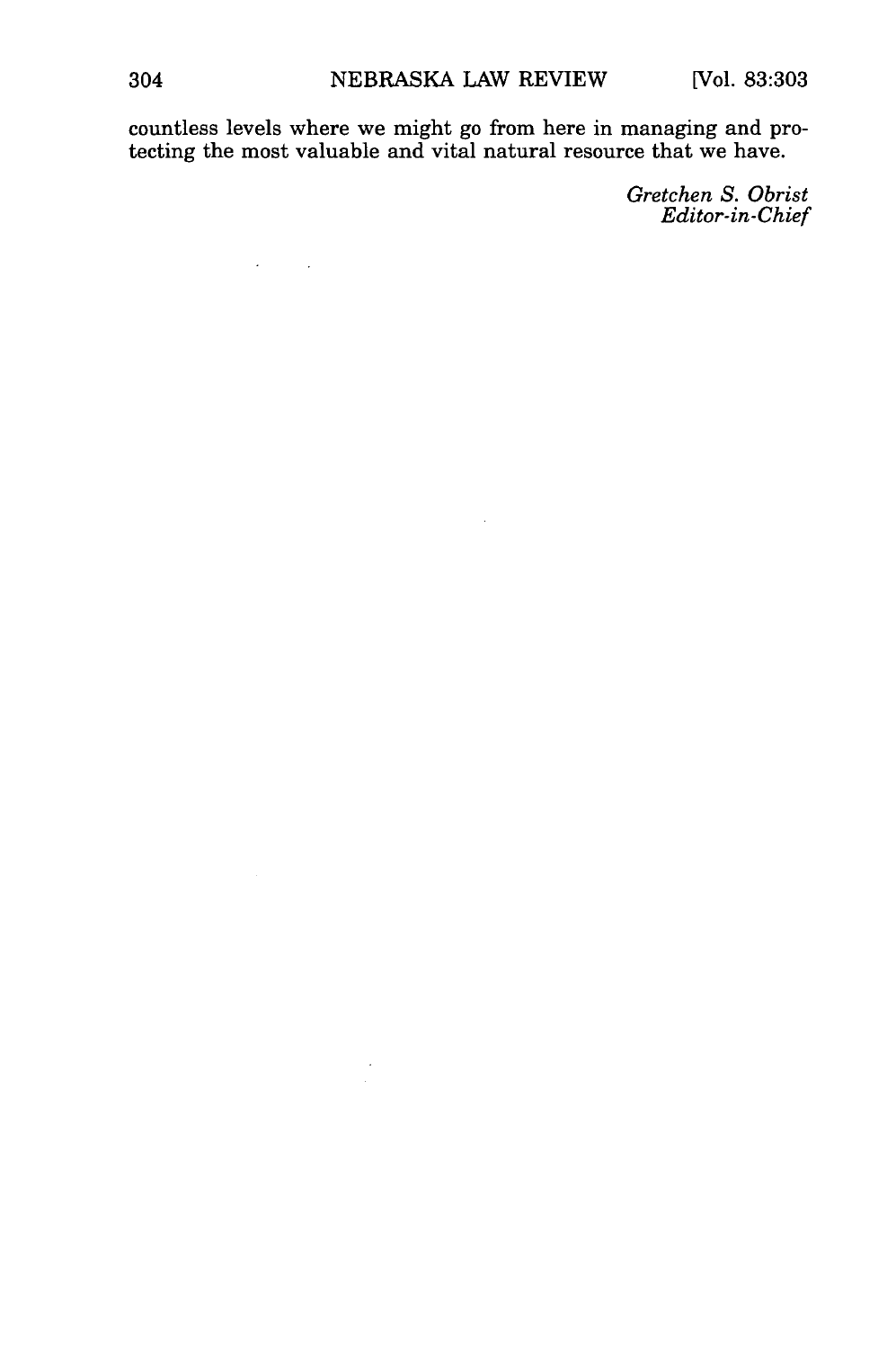countless levels where we might go from here in managing and protecting the most valuable and vital natural resource that we have.

*Gretchen S. Obrist*
*Editor-in-Chief*